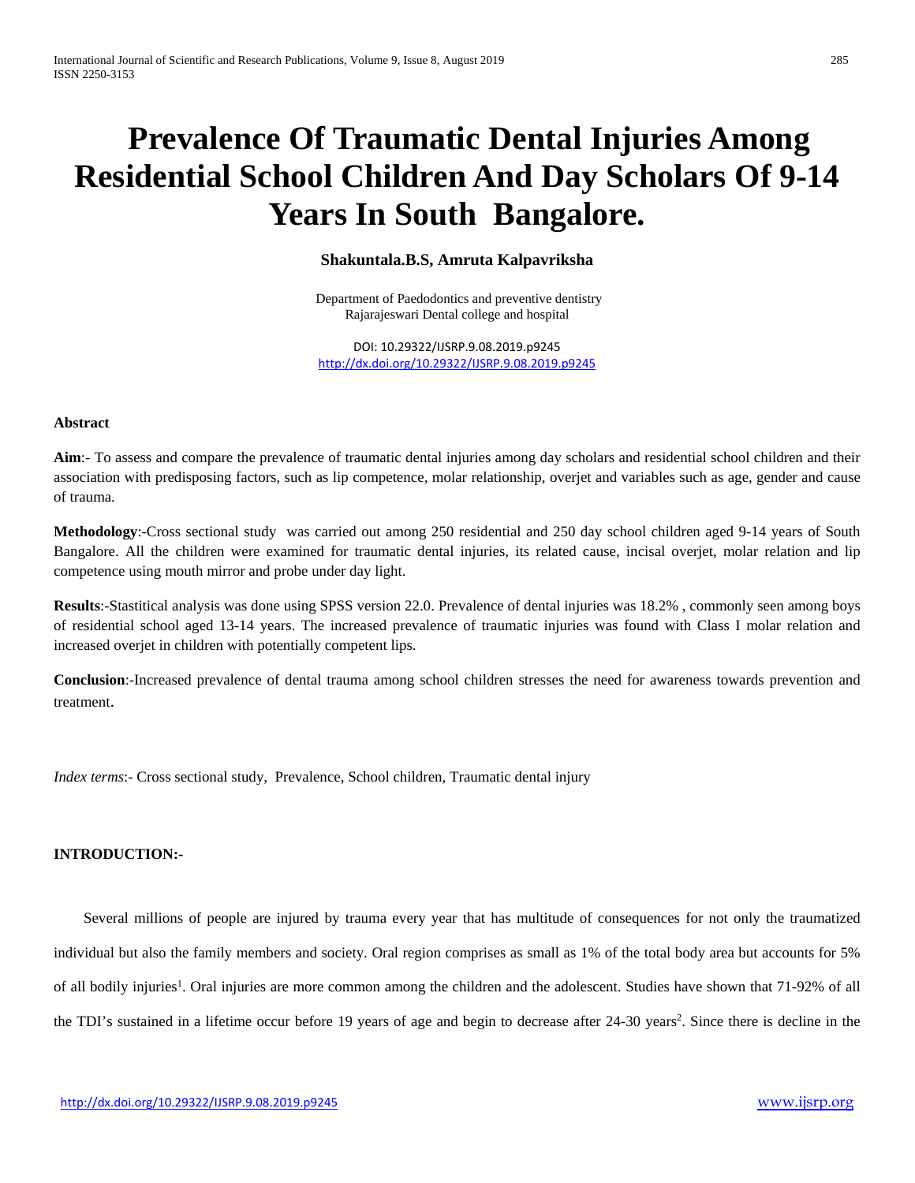# Prevalence Of Traumatic Dental Injuries Among Residential School Children And Day Scholars Of 9-14 Years In South Bangalore.

**Shakuntala.B.S, Amruta Kalpavriksha**

Department of Paedodontics and preventive dentistry
Rajarajeswari Dental college and hospital

DOI: 10.29322/IJSRP.9.08.2019.p9245
http://dx.doi.org/10.29322/IJSRP.9.08.2019.p9245

### Abstract

**Aim**:- To assess and compare the prevalence of traumatic dental injuries among day scholars and residential school children and their association with predisposing factors, such as lip competence, molar relationship, overjet and variables such as age, gender and cause of trauma.

**Methodology**:-Cross sectional study was carried out among 250 residential and 250 day school children aged 9-14 years of South Bangalore. All the children were examined for traumatic dental injuries, its related cause, incisal overjet, molar relation and lip competence using mouth mirror and probe under day light.

**Results**:-Stastitical analysis was done using SPSS version 22.0. Prevalence of dental injuries was 18.2% , commonly seen among boys of residential school aged 13-14 years. The increased prevalence of traumatic injuries was found with Class I molar relation and increased overjet in children with potentially competent lips.

**Conclusion**:-Increased prevalence of dental trauma among school children stresses the need for awareness towards prevention and treatment.

*Index terms*:- Cross sectional study, Prevalence, School children, Traumatic dental injury

### INTRODUCTION:-

Several millions of people are injured by trauma every year that has multitude of consequences for not only the traumatized individual but also the family members and society. Oral region comprises as small as 1% of the total body area but accounts for 5% of all bodily injuries[1]. Oral injuries are more common among the children and the adolescent. Studies have shown that 71-92% of all the TDI's sustained in a lifetime occur before 19 years of age and begin to decrease after 24-30 years[2]. Since there is decline in the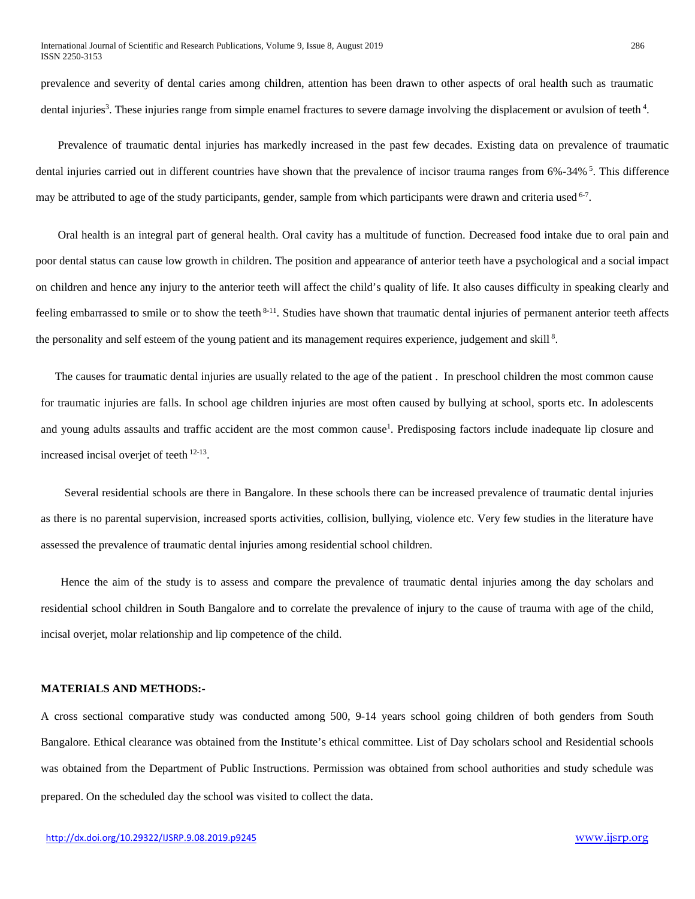prevalence and severity of dental caries among children, attention has been drawn to other aspects of oral health such as traumatic dental injuries[3]. These injuries range from simple enamel fractures to severe damage involving the displacement or avulsion of teeth [4].

Prevalence of traumatic dental injuries has markedly increased in the past few decades. Existing data on prevalence of traumatic dental injuries carried out in different countries have shown that the prevalence of incisor trauma ranges from 6%-34% [5]. This difference may be attributed to age of the study participants, gender, sample from which participants were drawn and criteria used [6-7].

Oral health is an integral part of general health. Oral cavity has a multitude of function. Decreased food intake due to oral pain and poor dental status can cause low growth in children. The position and appearance of anterior teeth have a psychological and a social impact on children and hence any injury to the anterior teeth will affect the child's quality of life. It also causes difficulty in speaking clearly and feeling embarrassed to smile or to show the teeth [8-11]. Studies have shown that traumatic dental injuries of permanent anterior teeth affects the personality and self esteem of the young patient and its management requires experience, judgement and skill [8].

The causes for traumatic dental injuries are usually related to the age of the patient . In preschool children the most common cause for traumatic injuries are falls. In school age children injuries are most often caused by bullying at school, sports etc. In adolescents and young adults assaults and traffic accident are the most common cause[1]. Predisposing factors include inadequate lip closure and increased incisal overjet of teeth [12-13].

Several residential schools are there in Bangalore. In these schools there can be increased prevalence of traumatic dental injuries as there is no parental supervision, increased sports activities, collision, bullying, violence etc. Very few studies in the literature have assessed the prevalence of traumatic dental injuries among residential school children.

Hence the aim of the study is to assess and compare the prevalence of traumatic dental injuries among the day scholars and residential school children in South Bangalore and to correlate the prevalence of injury to the cause of trauma with age of the child, incisal overjet, molar relationship and lip competence of the child.

## MATERIALS AND METHODS:-

A cross sectional comparative study was conducted among 500, 9-14 years school going children of both genders from South Bangalore. Ethical clearance was obtained from the Institute's ethical committee. List of Day scholars school and Residential schools was obtained from the Department of Public Instructions. Permission was obtained from school authorities and study schedule was prepared. On the scheduled day the school was visited to collect the data.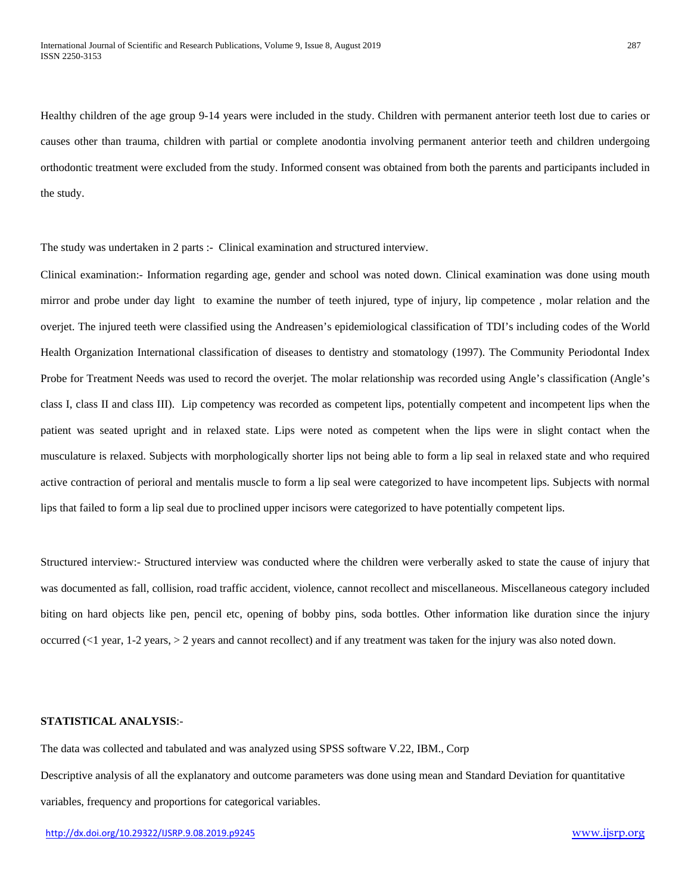Healthy children of the age group 9-14 years were included in the study. Children with permanent anterior teeth lost due to caries or causes other than trauma, children with partial or complete anodontia involving permanent anterior teeth and children undergoing orthodontic treatment were excluded from the study. Informed consent was obtained from both the parents and participants included in the study.

The study was undertaken in 2 parts :- Clinical examination and structured interview.

Clinical examination:- Information regarding age, gender and school was noted down. Clinical examination was done using mouth mirror and probe under day light to examine the number of teeth injured, type of injury, lip competence , molar relation and the overjet. The injured teeth were classified using the Andreasen's epidemiological classification of TDI's including codes of the World Health Organization International classification of diseases to dentistry and stomatology (1997). The Community Periodontal Index Probe for Treatment Needs was used to record the overjet. The molar relationship was recorded using Angle's classification (Angle's class I, class II and class III). Lip competency was recorded as competent lips, potentially competent and incompetent lips when the patient was seated upright and in relaxed state. Lips were noted as competent when the lips were in slight contact when the musculature is relaxed. Subjects with morphologically shorter lips not being able to form a lip seal in relaxed state and who required active contraction of perioral and mentalis muscle to form a lip seal were categorized to have incompetent lips. Subjects with normal lips that failed to form a lip seal due to proclined upper incisors were categorized to have potentially competent lips.

Structured interview:- Structured interview was conducted where the children were verberally asked to state the cause of injury that was documented as fall, collision, road traffic accident, violence, cannot recollect and miscellaneous. Miscellaneous category included biting on hard objects like pen, pencil etc, opening of bobby pins, soda bottles. Other information like duration since the injury occurred (<1 year, 1-2 years, > 2 years and cannot recollect) and if any treatment was taken for the injury was also noted down.

**STATISTICAL ANALYSIS**:-

The data was collected and tabulated and was analyzed using SPSS software V.22, IBM., Corp

Descriptive analysis of all the explanatory and outcome parameters was done using mean and Standard Deviation for quantitative variables, frequency and proportions for categorical variables.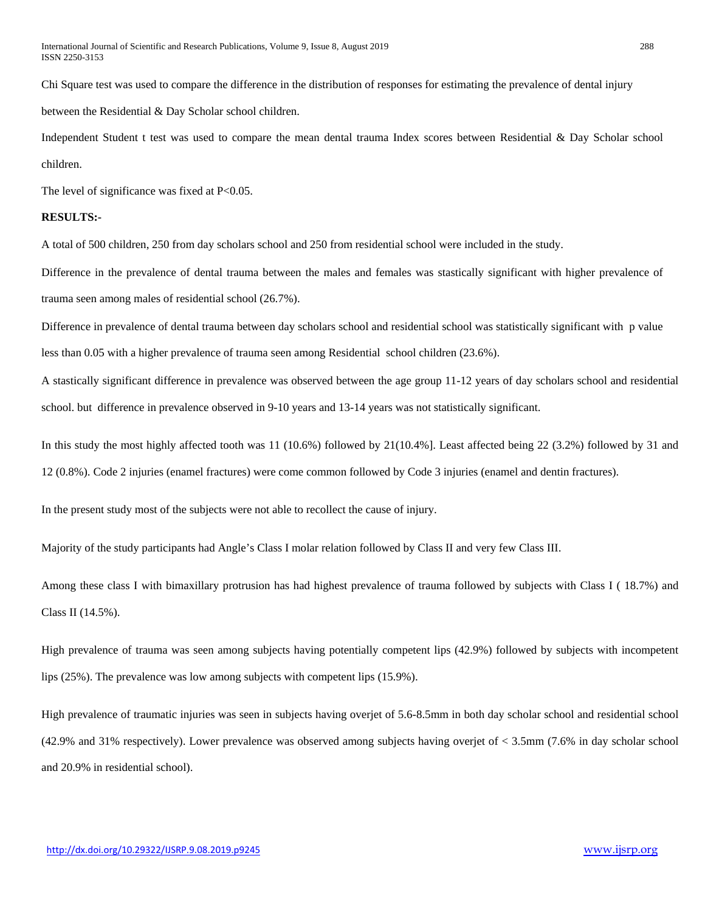Chi Square test was used to compare the difference in the distribution of responses for estimating the prevalence of dental injury between the Residential & Day Scholar school children.

Independent Student t test was used to compare the mean dental trauma Index scores between Residential & Day Scholar school children.

The level of significance was fixed at P<0.05.

**RESULTS:-**

A total of 500 children, 250 from day scholars school and 250 from residential school were included in the study.

Difference in the prevalence of dental trauma between the males and females was stastically significant with higher prevalence of trauma seen among males of residential school (26.7%).

Difference in prevalence of dental trauma between day scholars school and residential school was statistically significant with p value less than 0.05 with a higher prevalence of trauma seen among Residential school children (23.6%).

A stastically significant difference in prevalence was observed between the age group 11-12 years of day scholars school and residential school. but difference in prevalence observed in 9-10 years and 13-14 years was not statistically significant.

In this study the most highly affected tooth was 11 (10.6%) followed by 21(10.4%]. Least affected being 22 (3.2%) followed by 31 and 12 (0.8%). Code 2 injuries (enamel fractures) were come common followed by Code 3 injuries (enamel and dentin fractures).

In the present study most of the subjects were not able to recollect the cause of injury.

Majority of the study participants had Angle's Class I molar relation followed by Class II and very few Class III.

Among these class I with bimaxillary protrusion has had highest prevalence of trauma followed by subjects with Class I ( 18.7%) and Class II (14.5%).

High prevalence of trauma was seen among subjects having potentially competent lips (42.9%) followed by subjects with incompetent lips (25%). The prevalence was low among subjects with competent lips (15.9%).

High prevalence of traumatic injuries was seen in subjects having overjet of 5.6-8.5mm in both day scholar school and residential school (42.9% and 31% respectively). Lower prevalence was observed among subjects having overjet of < 3.5mm (7.6% in day scholar school and 20.9% in residential school).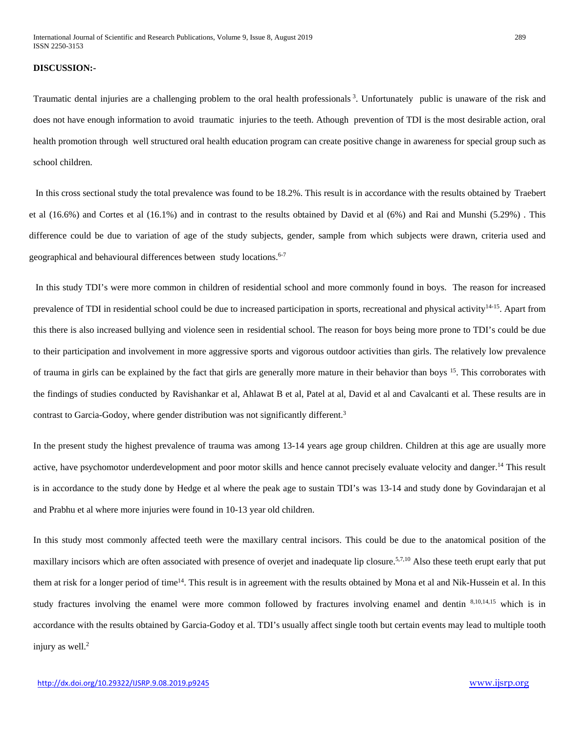**DISCUSSION:-**

Traumatic dental injuries are a challenging problem to the oral health professionals [3]. Unfortunately public is unaware of the risk and does not have enough information to avoid traumatic injuries to the teeth. Athough prevention of TDI is the most desirable action, oral health promotion through well structured oral health education program can create positive change in awareness for special group such as school children.

In this cross sectional study the total prevalence was found to be 18.2%. This result is in accordance with the results obtained by Traebert et al (16.6%) and Cortes et al (16.1%) and in contrast to the results obtained by David et al (6%) and Rai and Munshi (5.29%) . This difference could be due to variation of age of the study subjects, gender, sample from which subjects were drawn, criteria used and geographical and behavioural differences between study locations.[6-7]

In this study TDI's were more common in children of residential school and more commonly found in boys. The reason for increased prevalence of TDI in residential school could be due to increased participation in sports, recreational and physical activity[14-15]. Apart from this there is also increased bullying and violence seen in residential school. The reason for boys being more prone to TDI's could be due to their participation and involvement in more aggressive sports and vigorous outdoor activities than girls. The relatively low prevalence of trauma in girls can be explained by the fact that girls are generally more mature in their behavior than boys [15]. This corroborates with the findings of studies conducted by Ravishankar et al, Ahlawat B et al, Patel at al, David et al and Cavalcanti et al. These results are in contrast to Garcia-Godoy, where gender distribution was not significantly different.[3]

In the present study the highest prevalence of trauma was among 13-14 years age group children. Children at this age are usually more active, have psychomotor underdevelopment and poor motor skills and hence cannot precisely evaluate velocity and danger.[14] This result is in accordance to the study done by Hedge et al where the peak age to sustain TDI's was 13-14 and study done by Govindarajan et al and Prabhu et al where more injuries were found in 10-13 year old children.

In this study most commonly affected teeth were the maxillary central incisors. This could be due to the anatomical position of the maxillary incisors which are often associated with presence of overjet and inadequate lip closure.[5,7,10] Also these teeth erupt early that put them at risk for a longer period of time[14]. This result is in agreement with the results obtained by Mona et al and Nik-Hussein et al. In this study fractures involving the enamel were more common followed by fractures involving enamel and dentin [8,10,14,15] which is in accordance with the results obtained by Garcia-Godoy et al. TDI's usually affect single tooth but certain events may lead to multiple tooth injury as well.[2]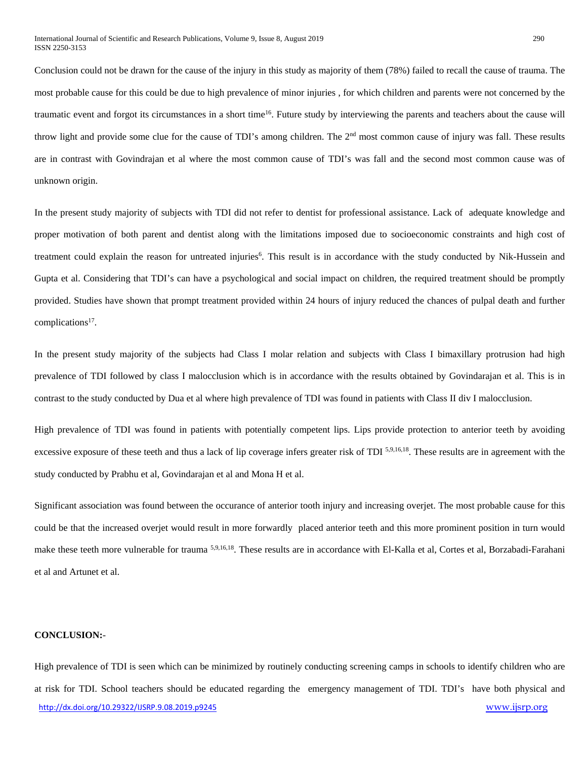Conclusion could not be drawn for the cause of the injury in this study as majority of them (78%) failed to recall the cause of trauma. The most probable cause for this could be due to high prevalence of minor injuries , for which children and parents were not concerned by the traumatic event and forgot its circumstances in a short time[16]. Future study by interviewing the parents and teachers about the cause will throw light and provide some clue for the cause of TDI's among children. The 2nd most common cause of injury was fall. These results are in contrast with Govindrajan et al where the most common cause of TDI's was fall and the second most common cause was of unknown origin.

In the present study majority of subjects with TDI did not refer to dentist for professional assistance. Lack of adequate knowledge and proper motivation of both parent and dentist along with the limitations imposed due to socioeconomic constraints and high cost of treatment could explain the reason for untreated injuries[6]. This result is in accordance with the study conducted by Nik-Hussein and Gupta et al. Considering that TDI's can have a psychological and social impact on children, the required treatment should be promptly provided. Studies have shown that prompt treatment provided within 24 hours of injury reduced the chances of pulpal death and further complications[17].

In the present study majority of the subjects had Class I molar relation and subjects with Class I bimaxillary protrusion had high prevalence of TDI followed by class I malocclusion which is in accordance with the results obtained by Govindarajan et al. This is in contrast to the study conducted by Dua et al where high prevalence of TDI was found in patients with Class II div I malocclusion.

High prevalence of TDI was found in patients with potentially competent lips. Lips provide protection to anterior teeth by avoiding excessive exposure of these teeth and thus a lack of lip coverage infers greater risk of TDI [5,9,16,18]. These results are in agreement with the study conducted by Prabhu et al, Govindarajan et al and Mona H et al.

Significant association was found between the occurance of anterior tooth injury and increasing overjet. The most probable cause for this could be that the increased overjet would result in more forwardly placed anterior teeth and this more prominent position in turn would make these teeth more vulnerable for trauma [5,9,16,18]. These results are in accordance with El-Kalla et al, Cortes et al, Borzabadi-Farahani et al and Artunet et al.

**CONCLUSION:-**

High prevalence of TDI is seen which can be minimized by routinely conducting screening camps in schools to identify children who are at risk for TDI. School teachers should be educated regarding the emergency management of TDI. TDI's have both physical and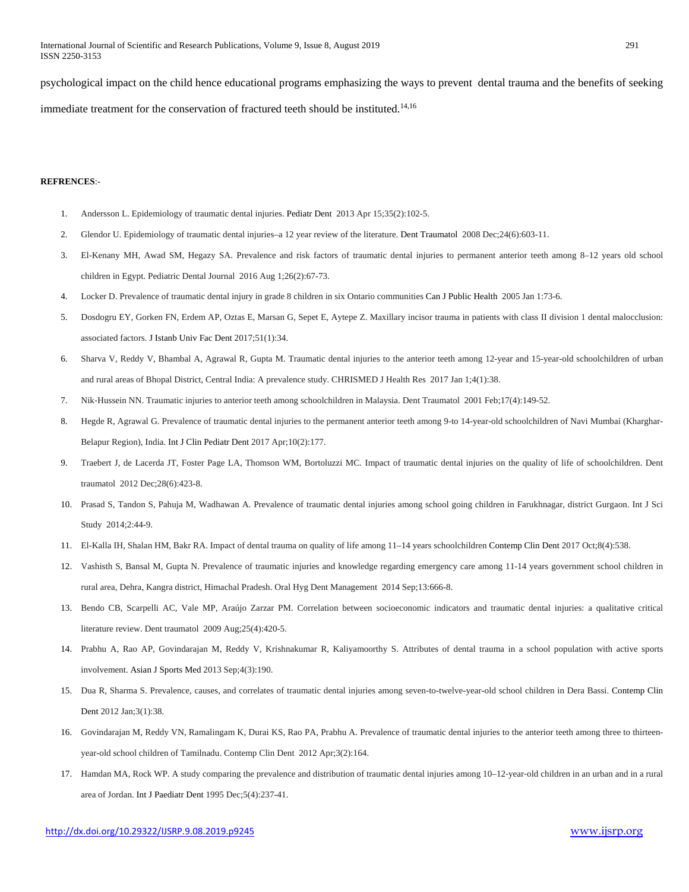psychological impact on the child hence educational programs emphasizing the ways to prevent dental trauma and the benefits of seeking immediate treatment for the conservation of fractured teeth should be instituted.[14,16]

**REFRENCES**:-

1. Andersson L. Epidemiology of traumatic dental injuries. Pediatr Dent 2013 Apr 15;35(2):102-5.
2. Glendor U. Epidemiology of traumatic dental injuries–a 12 year review of the literature. Dent Traumatol 2008 Dec;24(6):603-11.
3. El-Kenany MH, Awad SM, Hegazy SA. Prevalence and risk factors of traumatic dental injuries to permanent anterior teeth among 8–12 years old school children in Egypt. Pediatric Dental Journal 2016 Aug 1;26(2):67-73.
4. Locker D. Prevalence of traumatic dental injury in grade 8 children in six Ontario communities Can J Public Health 2005 Jan 1:73-6.
5. Dosdogru EY, Gorken FN, Erdem AP, Oztas E, Marsan G, Sepet E, Aytepe Z. Maxillary incisor trauma in patients with class II division 1 dental malocclusion: associated factors. J Istanb Univ Fac Dent 2017;51(1):34.
6. Sharva V, Reddy V, Bhambal A, Agrawal R, Gupta M. Traumatic dental injuries to the anterior teeth among 12-year and 15-year-old schoolchildren of urban and rural areas of Bhopal District, Central India: A prevalence study. CHRISMED J Health Res 2017 Jan 1;4(1):38.
7. Nik-Hussein NN. Traumatic injuries to anterior teeth among schoolchildren in Malaysia. Dent Traumatol 2001 Feb;17(4):149-52.
8. Hegde R, Agrawal G. Prevalence of traumatic dental injuries to the permanent anterior teeth among 9-to 14-year-old schoolchildren of Navi Mumbai (Kharghar-Belapur Region), India. Int J Clin Pediatr Dent 2017 Apr;10(2):177.
9. Traebert J, de Lacerda JT, Foster Page LA, Thomson WM, Bortoluzzi MC. Impact of traumatic dental injuries on the quality of life of schoolchildren. Dent traumatol 2012 Dec;28(6):423-8.
10. Prasad S, Tandon S, Pahuja M, Wadhawan A. Prevalence of traumatic dental injuries among school going children in Farukhnagar, district Gurgaon. Int J Sci Study 2014;2:44-9.
11. El-Kalla IH, Shalan HM, Bakr RA. Impact of dental trauma on quality of life among 11–14 years schoolchildren Contemp Clin Dent 2017 Oct;8(4):538.
12. Vashisth S, Bansal M, Gupta N. Prevalence of traumatic injuries and knowledge regarding emergency care among 11-14 years government school children in rural area, Dehra, Kangra district, Himachal Pradesh. Oral Hyg Dent Management 2014 Sep;13:666-8.
13. Bendo CB, Scarpelli AC, Vale MP, Araújo Zarzar PM. Correlation between socioeconomic indicators and traumatic dental injuries: a qualitative critical literature review. Dent traumatol 2009 Aug;25(4):420-5.
14. Prabhu A, Rao AP, Govindarajan M, Reddy V, Krishnakumar R, Kaliyamoorthy S. Attributes of dental trauma in a school population with active sports involvement. Asian J Sports Med 2013 Sep;4(3):190.
15. Dua R, Sharma S. Prevalence, causes, and correlates of traumatic dental injuries among seven-to-twelve-year-old school children in Dera Bassi. Contemp Clin Dent 2012 Jan;3(1):38.
16. Govindarajan M, Reddy VN, Ramalingam K, Durai KS, Rao PA, Prabhu A. Prevalence of traumatic dental injuries to the anterior teeth among three to thirteen-year-old school children of Tamilnadu. Contemp Clin Dent 2012 Apr;3(2):164.
17. Hamdan MA, Rock WP. A study comparing the prevalence and distribution of traumatic dental injuries among 10–12-year-old children in an urban and in a rural area of Jordan. Int J Paediatr Dent 1995 Dec;5(4):237-41.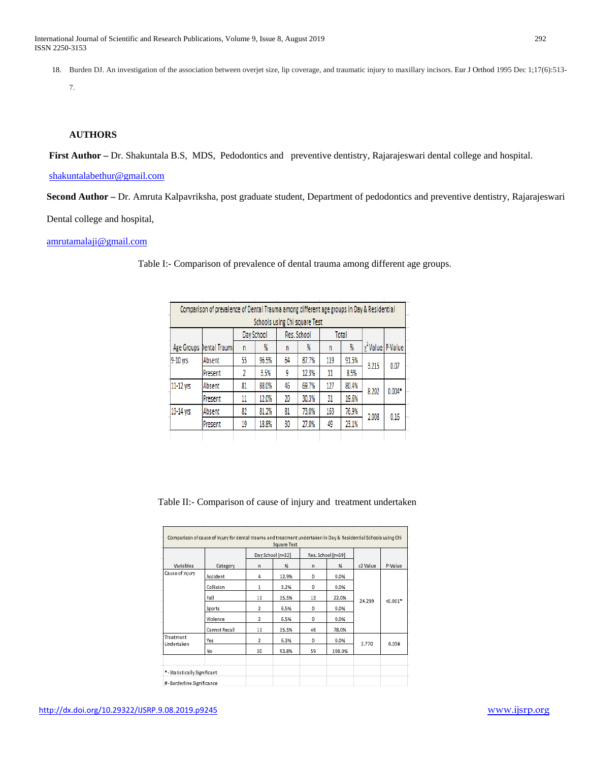18. Burden DJ. An investigation of the association between overjet size, lip coverage, and traumatic injury to maxillary incisors. Eur J Orthod 1995 Dec 1;17(6):513-7.

### AUTHORS

**First Author –** Dr. Shakuntala B.S, MDS, Pedodontics and preventive dentistry, Rajarajeswari dental college and hospital.

shakuntalabethur@gmail.com

**Second Author –** Dr. Amruta Kalpavriksha, post graduate student, Department of pedodontics and preventive dentistry, Rajarajeswari Dental college and hospital,

amrutamalaji@gmail.com

Table I:- Comparison of prevalence of dental trauma among different age groups.

Comparison of prevalence of Dental Trauma among different age groups in Day & Residential Schools using Chi square Test

| | | Day School | | Res. School | | Total | | | |
|---|---|---|---|---|---|---|---|---|---|
| Age Groups | Dental Trauma | n | % | n | % | n | % | $\chi^2$ Value | P-Value |
| 9-10 yrs | Absent | 55 | 96.5% | 64 | 87.7% | 119 | 91.5% | 3.215 | 0.07 |
| | Present | 2 | 3.5% | 9 | 12.3% | 11 | 8.5% | | |
| 11-12 yrs | Absent | 81 | 88.0% | 46 | 69.7% | 127 | 80.4% | 8.202 | 0.004* |
| | Present | 11 | 12.0% | 20 | 30.3% | 31 | 19.6% | | |
| 13-14 yrs | Absent | 82 | 81.2% | 81 | 73.0% | 163 | 76.9% | 2.008 | 0.15 |
| | Present | 19 | 18.8% | 30 | 27.0% | 49 | 23.1% | | |

Table II:- Comparison of cause of injury and treatment undertaken

Comparison of cause of injury for dental trauma and treatment undertaken in Day & Residential Schools using Chi Square Test

| | | Day School [n=32] | | Res. School [n=59] | | | |
|---|---|---|---|---|---|---|---|
| Variables | Category | n | % | n | % | c2 Value | P-Value |
| Cause of injury | Accident | 4 | 12.9% | 0 | 0.0% | 24.299 | <0.001* |
| | Collision | 1 | 3.2% | 0 | 0.0% | | |
| | Fall | 11 | 35.5% | 13 | 22.0% | | |
| | Sports | 2 | 6.5% | 0 | 0.0% | | |
| | Violence | 2 | 6.5% | 0 | 0.0% | | |
| | Cannot Recall | 11 | 35.5% | 46 | 78.0% | | |
| Treatment Undertaken | Yes | 2 | 6.3% | 0 | 0.0% | 3.770 | 0.05# |
| | No | 30 | 93.8% | 59 | 100.0% | | |

* - Statistically Significant

# - Borderline Significance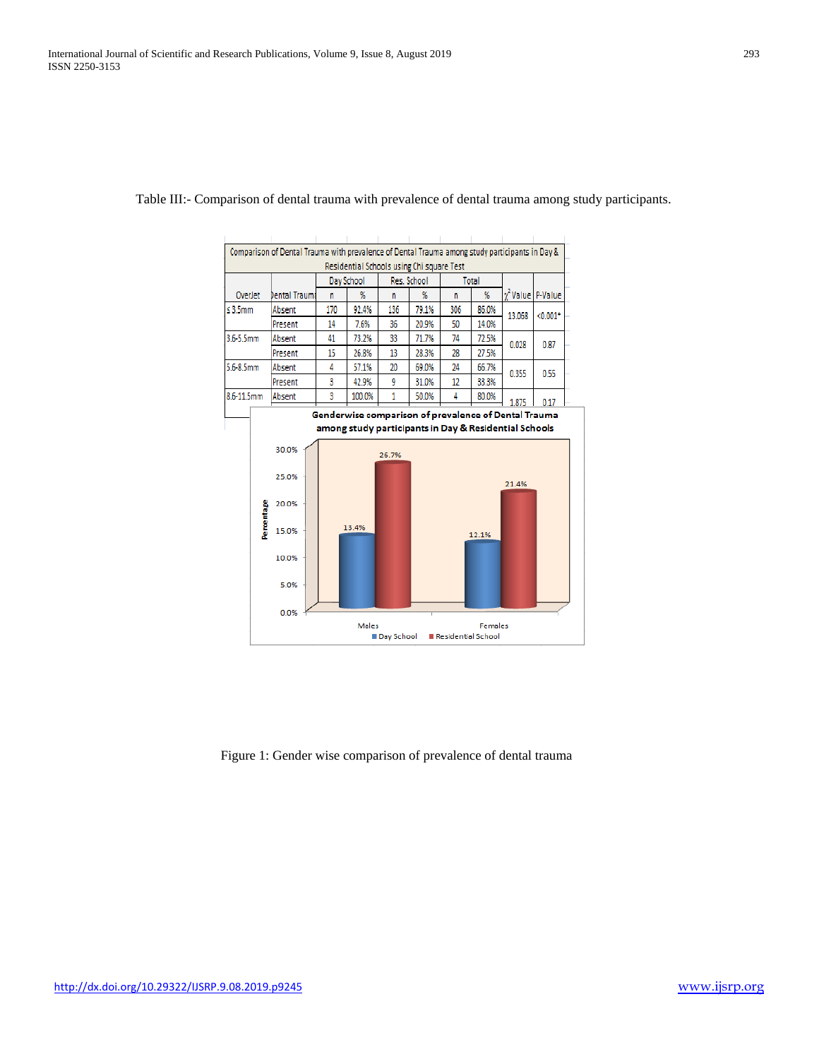Table III:- Comparison of dental trauma with prevalence of dental trauma among study participants.

| Comparison of Dental Trauma with prevalence of Dental Trauma among study participants in Day & Residential Schools using Chi square Test | | | | | | | | | |
|---|---|---|---|---|---|---|---|---|---|
| | | Day School | | Res. School | | Total | | | |
| OverJet | Dental Trauma | n | % | n | % | n | % | $\chi^2$ Value | P-Value |
| ≤ 3.5mm | Absent | 170 | 92.4% | 136 | 79.1% | 306 | 86.0% | 13.068 | <0.001* |
| | Present | 14 | 7.6% | 36 | 20.9% | 50 | 14.0% | | |
| 3.6-5.5mm | Absent | 41 | 73.2% | 33 | 71.7% | 74 | 72.5% | 0.028 | 0.87 |
| | Present | 15 | 26.8% | 13 | 28.3% | 28 | 27.5% | | |
| 5.6-8.5mm | Absent | 4 | 57.1% | 20 | 69.0% | 24 | 66.7% | 0.355 | 0.55 |
| | Present | 3 | 42.9% | 9 | 31.0% | 12 | 33.3% | | |
| 8.6-11.5mm | Absent | 3 | 100.0% | 1 | 50.0% | 4 | 80.0% | 1.875 | 0.17 |

Genderwise comparison of prevalence of Dental Trauma among study participants in Day & Residential Schools

Percentage

30.0%
25.0%
20.0%
15.0%
10.0%
5.0%
0.0%

13.4%
26.7%
12.1%
21.4%

Males
Females

Day School
Residential School

Figure 1: Gender wise comparison of prevalence of dental trauma